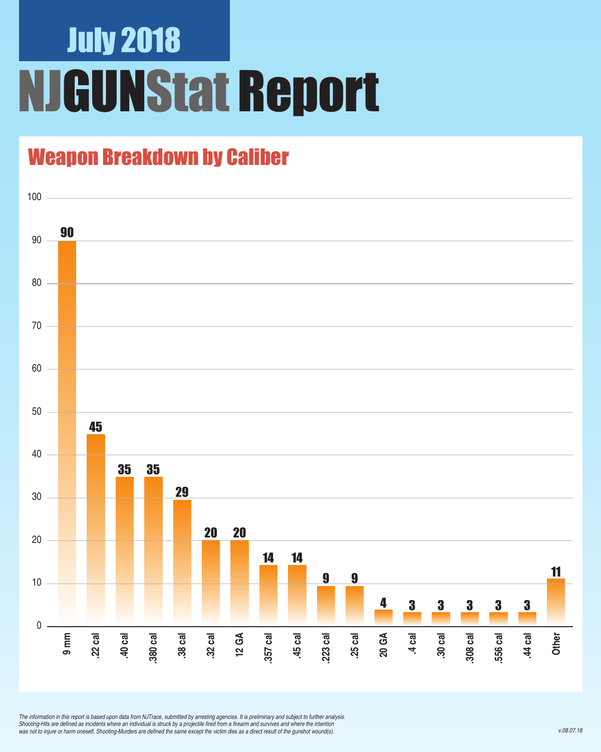July 2018

# NJGUNStat Report

## Weapon Breakdown by Caliber

| Caliber | Count |
|---|---|
| 9 mm | 90 |
| .22 cal | 45 |
| .40 cal | 35 |
| .380 cal | 35 |
| .38 cal | 29 |
| .32 cal | 20 |
| 12 GA | 20 |
| .357 cal | 14 |
| .45 cal | 14 |
| .223 cal | 9 |
| .25 cal | 9 |
| 20 GA | 4 |
| .4 cal | 3 |
| .30 cal | 3 |
| .308 cal | 3 |
| .556 cal | 3 |
| .44 cal | 3 |
| Other | 11 |

*The information in this report is based upon data from NJTrace, submitted by arresting agencies. It is preliminary and subject to further analysis. Shooting-Hits are defined as incidents where an individual is struck by a projectile fired from a firearm and survives and where the intention was not to injure or harm oneself. Shooting-Murders are defined the same except the victim dies as a direct result of the gunshot wound(s).*

*v.08.07.18*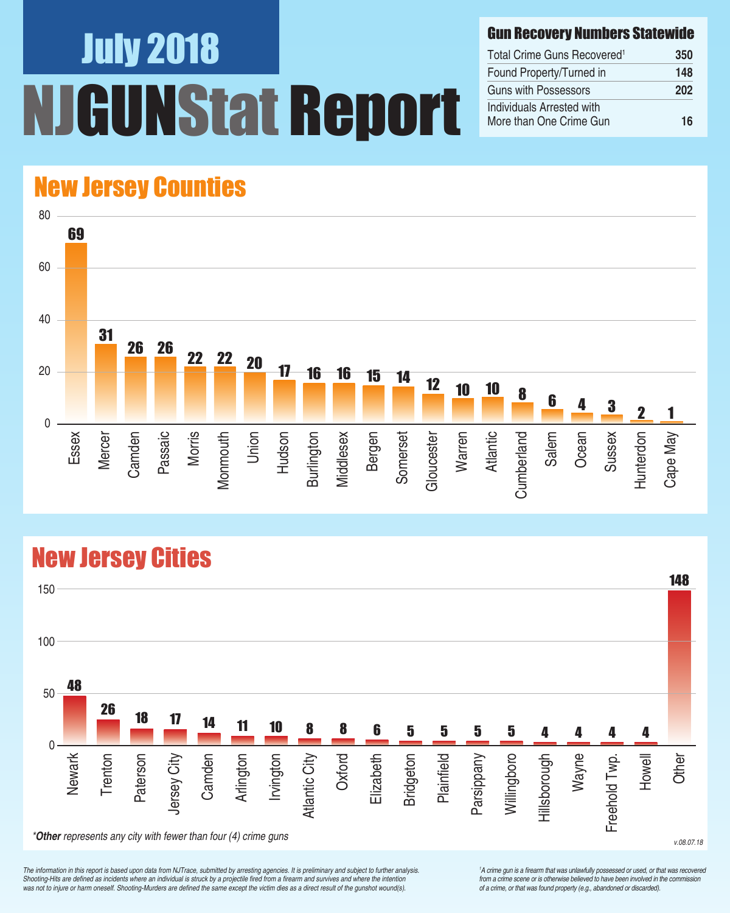# July 2018

# NJGUNStat Report

## Gun Recovery Numbers Statewide

| | |
|---|---|
| Total Crime Guns Recovered[1] | 350 |
| Found Property/Turned in | 148 |
| Guns with Possessors | 202 |
| Individuals Arrested with More than One Crime Gun | 16 |

## New Jersey Counties

| County | Crime Guns |
|---|---|
| Essex | 69 |
| Mercer | 31 |
| Camden | 26 |
| Passaic | 26 |
| Morris | 22 |
| Monmouth | 22 |
| Union | 20 |
| Hudson | 17 |
| Burlington | 16 |
| Middlesex | 16 |
| Bergen | 15 |
| Somerset | 14 |
| Gloucester | 12 |
| Warren | 10 |
| Atlantic | 10 |
| Cumberland | 8 |
| Salem | 6 |
| Ocean | 4 |
| Sussex | 3 |
| Hunterdon | 2 |
| Cape May | 1 |

## New Jersey Cities

| City | Crime Guns |
|---|---|
| Newark | 48 |
| Trenton | 26 |
| Paterson | 18 |
| Jersey City | 17 |
| Camden | 14 |
| Arlington | 11 |
| Irvington | 10 |
| Atlantic City | 8 |
| Oxford | 8 |
| Elizabeth | 6 |
| Bridgeton | 5 |
| Plainfield | 5 |
| Parsippany | 5 |
| Willingboro | 5 |
| Hillsborough | 4 |
| Wayne | 4 |
| Freehold Twp. | 4 |
| Howell | 4 |
| Other | 148 |

*\*Other represents any city with fewer than four (4) crime guns*

v.08.07.18

*The information in this report is based upon data from NJTrace, submitted by arresting agencies. It is preliminary and subject to further analysis. Shooting-Hits are defined as incidents where an individual is struck by a projectile fired from a firearm and survives and where the intention was not to injure or harm oneself. Shooting-Murders are defined the same except the victim dies as a direct result of the gunshot wound(s).*

*[1]A crime gun is a firearm that was unlawfully possessed or used, or that was recovered from a crime scene or is otherwise believed to have been involved in the commission of a crime, or that was found property (e.g., abandoned or discarded).*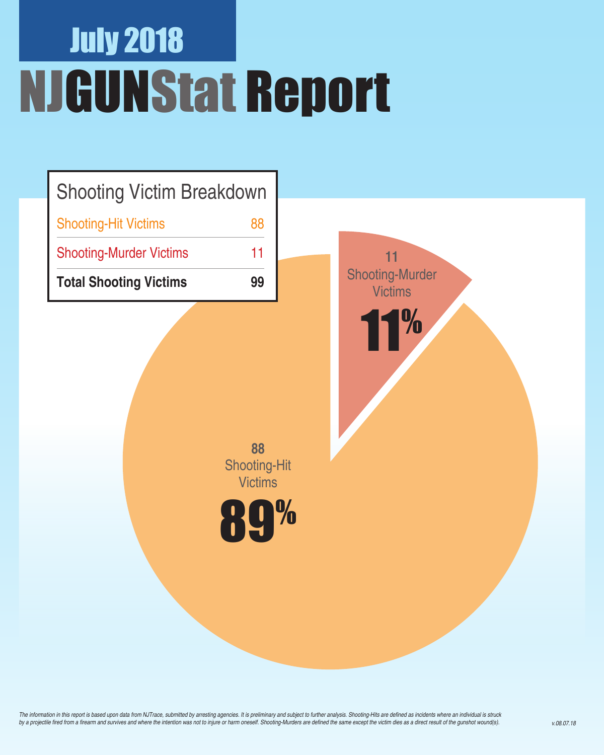# July 2018

# NJGUNStat Report

## Shooting Victim Breakdown

| | |
|---|---|
| Shooting-Hit Victims | 88 |
| Shooting-Murder Victims | 11 |
| **Total Shooting Victims** | **99** |

11
Shooting-Murder
Victims
11%

88
Shooting-Hit
Victims
89%

*The information in this report is based upon data from NJTrace, submitted by arresting agencies. It is preliminary and subject to further analysis. Shooting-Hits are defined as incidents where an individual is struck by a projectile fired from a firearm and survives and where the intention was not to injure or harm oneself. Shooting-Murders are defined the same except the victim dies as a direct result of the gunshot wound(s).*

*v.08.07.18*